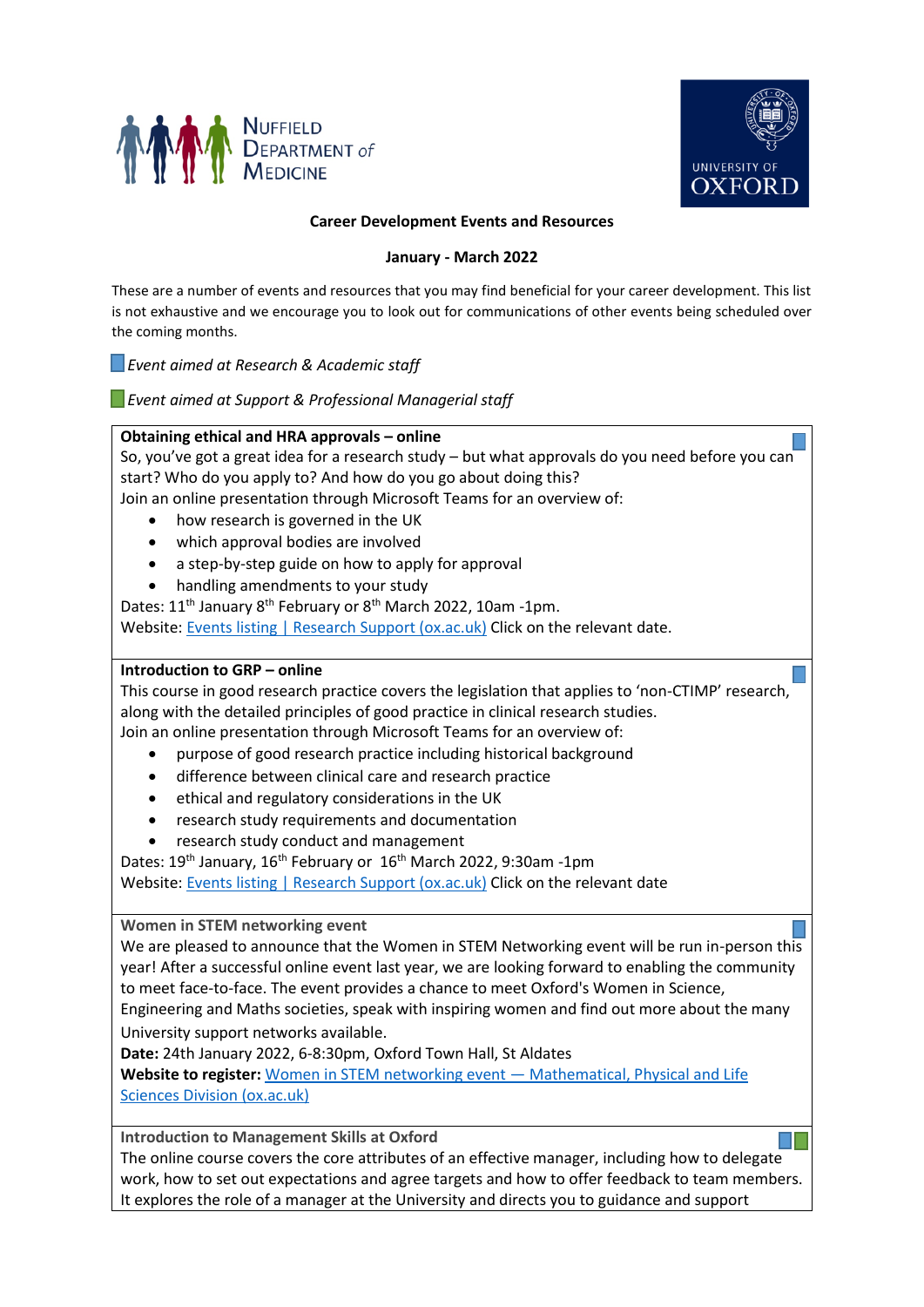Nuffield Department of Medicine

University of Oxford

**Career Development Events and Resources**

**January - March 2022**

These are a number of events and resources that you may find beneficial for your career development. This list is not exhaustive and we encourage you to look out for communications of other events being scheduled over the coming months.

*Event aimed at Research & Academic staff*

*Event aimed at Support & Professional Managerial staff*

**Obtaining ethical and HRA approvals – online**

So, you've got a great idea for a research study – but what approvals do you need before you can start? Who do you apply to? And how do you go about doing this?

Join an online presentation through Microsoft Teams for an overview of:

- how research is governed in the UK
- which approval bodies are involved
- a step-by-step guide on how to apply for approval
- handling amendments to your study

Dates: 11th January 8th February or 8th March 2022, 10am -1pm.

Website: Events listing | Research Support (ox.ac.uk) Click on the relevant date.

**Introduction to GRP – online**

This course in good research practice covers the legislation that applies to 'non-CTIMP' research, along with the detailed principles of good practice in clinical research studies.

Join an online presentation through Microsoft Teams for an overview of:

- purpose of good research practice including historical background
- difference between clinical care and research practice
- ethical and regulatory considerations in the UK
- research study requirements and documentation
- research study conduct and management

Dates: 19th January, 16th February or 16th March 2022, 9:30am -1pm

Website: Events listing | Research Support (ox.ac.uk) Click on the relevant date

**Women in STEM networking event**

We are pleased to announce that the Women in STEM Networking event will be run in-person this year! After a successful online event last year, we are looking forward to enabling the community to meet face-to-face. The event provides a chance to meet Oxford's Women in Science, Engineering and Maths societies, speak with inspiring women and find out more about the many University support networks available.

**Date:** 24th January 2022, 6-8:30pm, Oxford Town Hall, St Aldates

**Website to register:** Women in STEM networking event — Mathematical, Physical and Life Sciences Division (ox.ac.uk)

**Introduction to Management Skills at Oxford**

The online course covers the core attributes of an effective manager, including how to delegate work, how to set out expectations and agree targets and how to offer feedback to team members. It explores the role of a manager at the University and directs you to guidance and support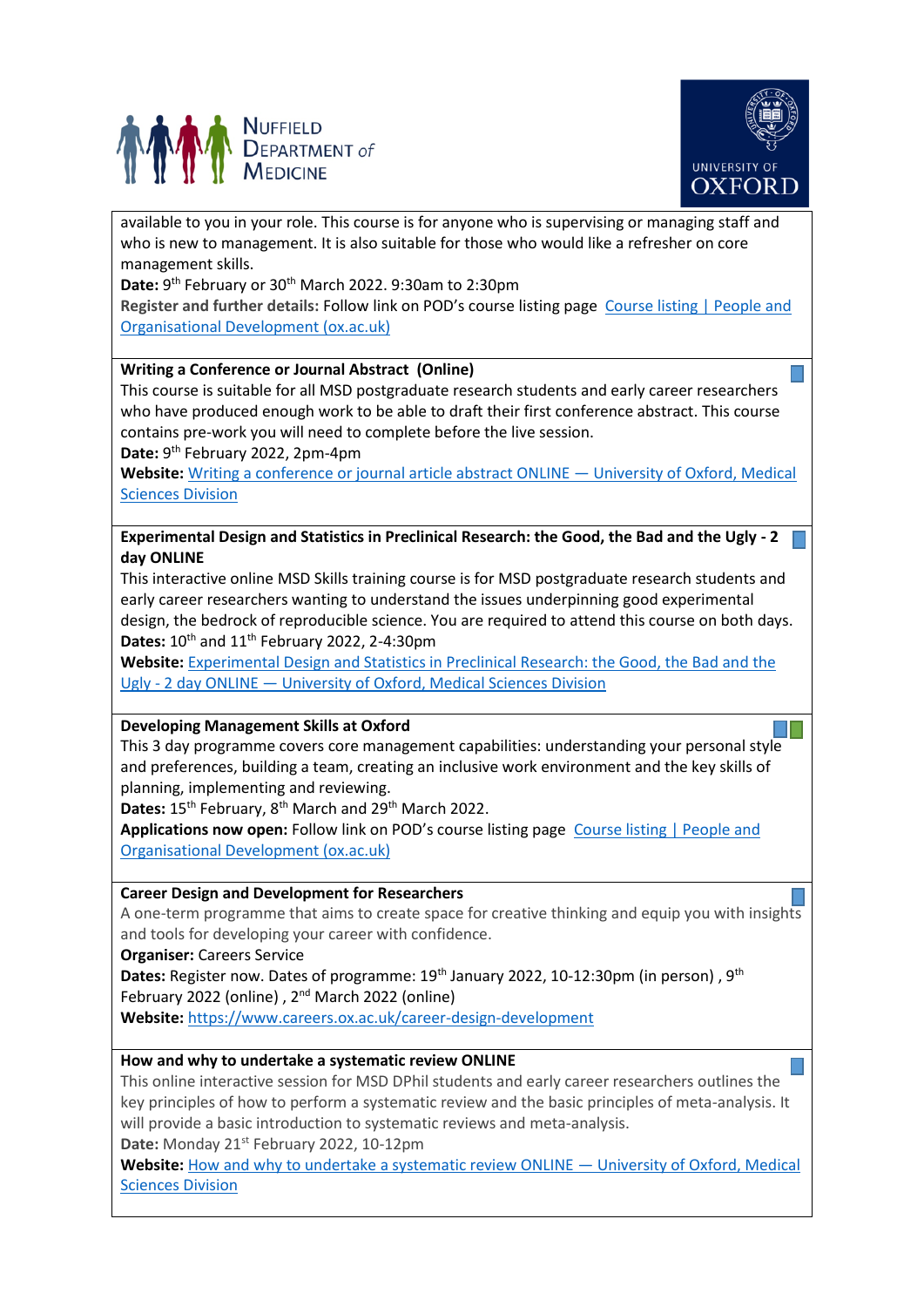available to you in your role. This course is for anyone who is supervising or managing staff and who is new to management. It is also suitable for those who would like a refresher on core management skills.
**Date:** 9th February or 30th March 2022. 9:30am to 2:30pm
**Register and further details:** Follow link on POD's course listing page Course listing | People and Organisational Development (ox.ac.uk)

---

**Writing a Conference or Journal Abstract (Online)**
This course is suitable for all MSD postgraduate research students and early career researchers who have produced enough work to be able to draft their first conference abstract. This course contains pre-work you will need to complete before the live session.
**Date:** 9th February 2022, 2pm-4pm
**Website:** Writing a conference or journal article abstract ONLINE — University of Oxford, Medical Sciences Division

---

**Experimental Design and Statistics in Preclinical Research: the Good, the Bad and the Ugly - 2 day ONLINE**
This interactive online MSD Skills training course is for MSD postgraduate research students and early career researchers wanting to understand the issues underpinning good experimental design, the bedrock of reproducible science. You are required to attend this course on both days.
**Dates:** 10th and 11th February 2022, 2-4:30pm
**Website:** Experimental Design and Statistics in Preclinical Research: the Good, the Bad and the Ugly - 2 day ONLINE — University of Oxford, Medical Sciences Division

---

**Developing Management Skills at Oxford**
This 3 day programme covers core management capabilities: understanding your personal style and preferences, building a team, creating an inclusive work environment and the key skills of planning, implementing and reviewing.
**Dates:** 15th February, 8th March and 29th March 2022.
**Applications now open:** Follow link on POD's course listing page Course listing | People and Organisational Development (ox.ac.uk)

---

**Career Design and Development for Researchers**
A one-term programme that aims to create space for creative thinking and equip you with insights and tools for developing your career with confidence.
**Organiser:** Careers Service
**Dates:** Register now. Dates of programme: 19th January 2022, 10-12:30pm (in person) , 9th February 2022 (online) , 2nd March 2022 (online)
**Website:** https://www.careers.ox.ac.uk/career-design-development

---

**How and why to undertake a systematic review ONLINE**
This online interactive session for MSD DPhil students and early career researchers outlines the key principles of how to perform a systematic review and the basic principles of meta-analysis. It will provide a basic introduction to systematic reviews and meta-analysis.
**Date:** Monday 21st February 2022, 10-12pm
**Website:** How and why to undertake a systematic review ONLINE — University of Oxford, Medical Sciences Division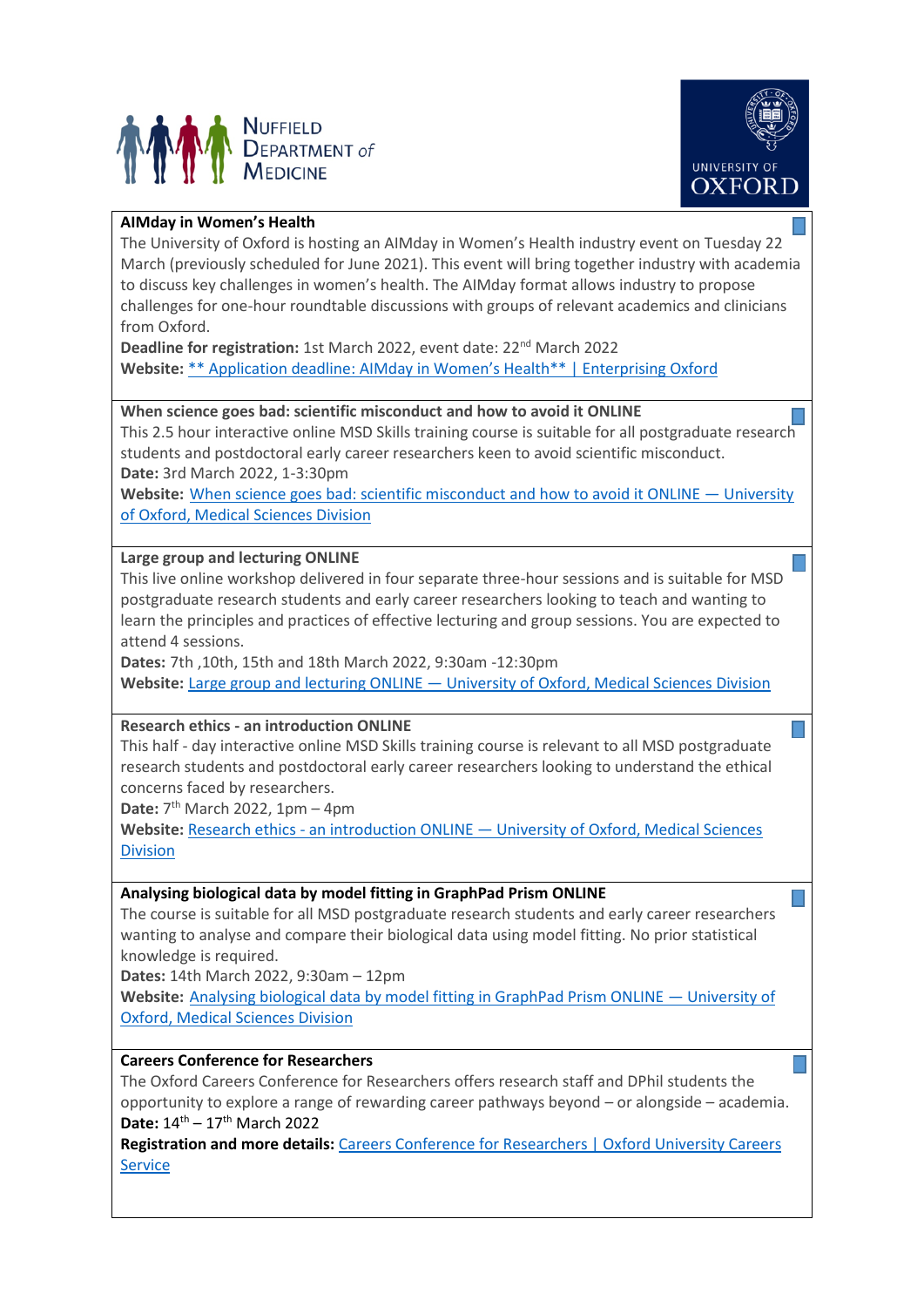**AIMday in Women's Health**

The University of Oxford is hosting an AIMday in Women's Health industry event on Tuesday 22 March (previously scheduled for June 2021). This event will bring together industry with academia to discuss key challenges in women's health. The AIMday format allows industry to propose challenges for one-hour roundtable discussions with groups of relevant academics and clinicians from Oxford.

**Deadline for registration:** 1st March 2022, event date: 22nd March 2022

**Website:** ** Application deadline: AIMday in Women's Health** | Enterprising Oxford

**When science goes bad: scientific misconduct and how to avoid it ONLINE**

This 2.5 hour interactive online MSD Skills training course is suitable for all postgraduate research students and postdoctoral early career researchers keen to avoid scientific misconduct.

**Date:** 3rd March 2022, 1-3:30pm

**Website:** When science goes bad: scientific misconduct and how to avoid it ONLINE — University of Oxford, Medical Sciences Division

**Large group and lecturing ONLINE**

This live online workshop delivered in four separate three-hour sessions and is suitable for MSD postgraduate research students and early career researchers looking to teach and wanting to learn the principles and practices of effective lecturing and group sessions. You are expected to attend 4 sessions.

**Dates:** 7th ,10th, 15th and 18th March 2022, 9:30am -12:30pm

**Website:** Large group and lecturing ONLINE — University of Oxford, Medical Sciences Division

**Research ethics - an introduction ONLINE**

This half - day interactive online MSD Skills training course is relevant to all MSD postgraduate research students and postdoctoral early career researchers looking to understand the ethical concerns faced by researchers.

**Date:** 7th March 2022, 1pm – 4pm

**Website:** Research ethics - an introduction ONLINE — University of Oxford, Medical Sciences Division

**Analysing biological data by model fitting in GraphPad Prism ONLINE**

The course is suitable for all MSD postgraduate research students and early career researchers wanting to analyse and compare their biological data using model fitting. No prior statistical knowledge is required.

**Dates:** 14th March 2022, 9:30am – 12pm

**Website:** Analysing biological data by model fitting in GraphPad Prism ONLINE — University of Oxford, Medical Sciences Division

**Careers Conference for Researchers**

The Oxford Careers Conference for Researchers offers research staff and DPhil students the opportunity to explore a range of rewarding career pathways beyond – or alongside – academia.

**Date:** 14th – 17th March 2022

**Registration and more details:** Careers Conference for Researchers | Oxford University Careers Service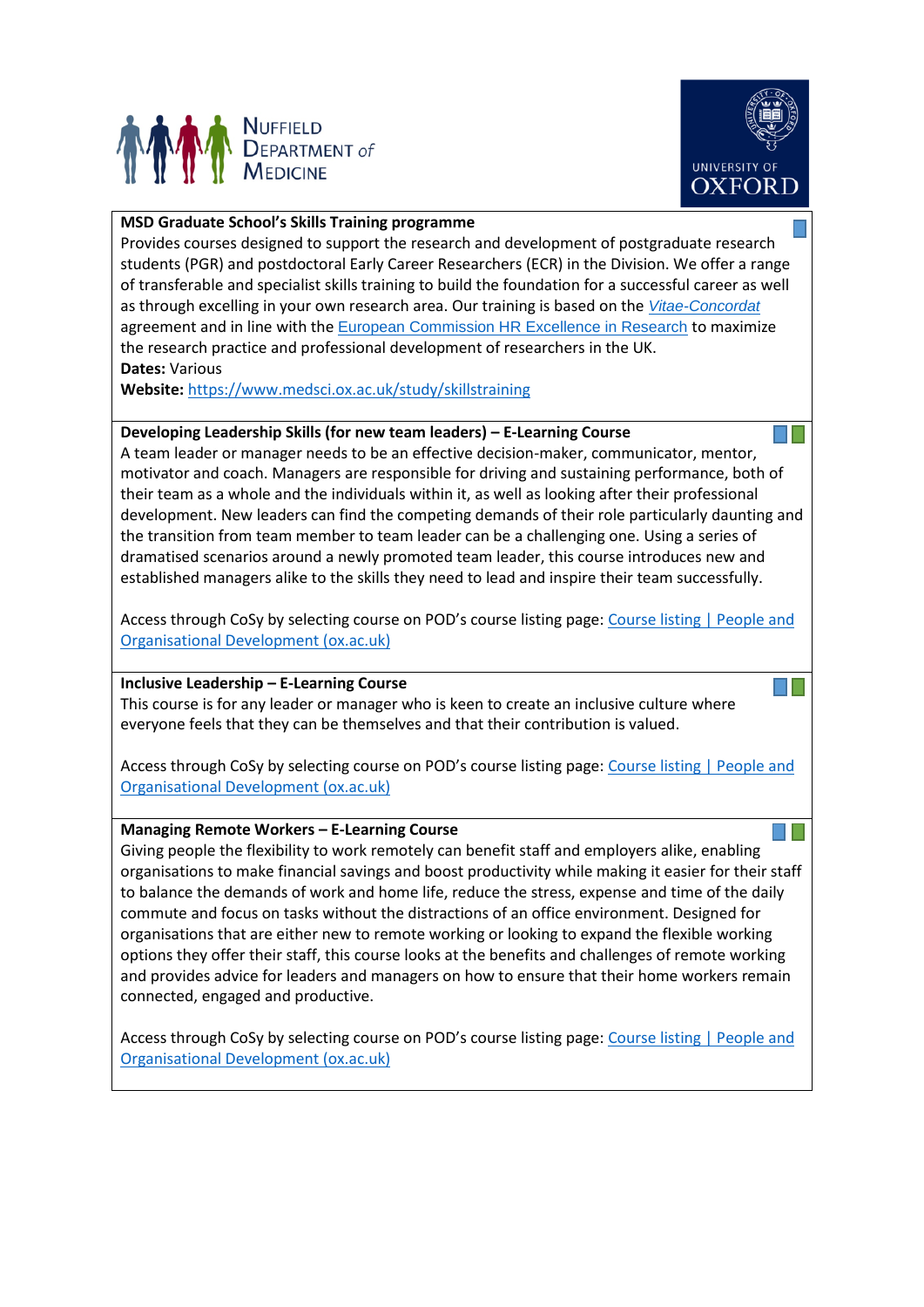**MSD Graduate School's Skills Training programme**

Provides courses designed to support the research and development of postgraduate research students (PGR) and postdoctoral Early Career Researchers (ECR) in the Division. We offer a range of transferable and specialist skills training to build the foundation for a successful career as well as through excelling in your own research area. Our training is based on the [*Vitae-Concordat*](#) agreement and in line with the [European Commission HR Excellence in Research](#) to maximize the research practice and professional development of researchers in the UK.

**Dates:** Various

**Website:** [https://www.medsci.ox.ac.uk/study/skillstraining](https://www.medsci.ox.ac.uk/study/skillstraining)

**Developing Leadership Skills (for new team leaders) – E-Learning Course**

A team leader or manager needs to be an effective decision-maker, communicator, mentor, motivator and coach. Managers are responsible for driving and sustaining performance, both of their team as a whole and the individuals within it, as well as looking after their professional development. New leaders can find the competing demands of their role particularly daunting and the transition from team member to team leader can be a challenging one. Using a series of dramatised scenarios around a newly promoted team leader, this course introduces new and established managers alike to the skills they need to lead and inspire their team successfully.

Access through CoSy by selecting course on POD's course listing page: [Course listing | People and Organisational Development (ox.ac.uk)](#)

**Inclusive Leadership – E-Learning Course**

This course is for any leader or manager who is keen to create an inclusive culture where everyone feels that they can be themselves and that their contribution is valued.

Access through CoSy by selecting course on POD's course listing page: [Course listing | People and Organisational Development (ox.ac.uk)](#)

**Managing Remote Workers – E-Learning Course**

Giving people the flexibility to work remotely can benefit staff and employers alike, enabling organisations to make financial savings and boost productivity while making it easier for their staff to balance the demands of work and home life, reduce the stress, expense and time of the daily commute and focus on tasks without the distractions of an office environment. Designed for organisations that are either new to remote working or looking to expand the flexible working options they offer their staff, this course looks at the benefits and challenges of remote working and provides advice for leaders and managers on how to ensure that their home workers remain connected, engaged and productive.

Access through CoSy by selecting course on POD's course listing page: [Course listing | People and Organisational Development (ox.ac.uk)](#)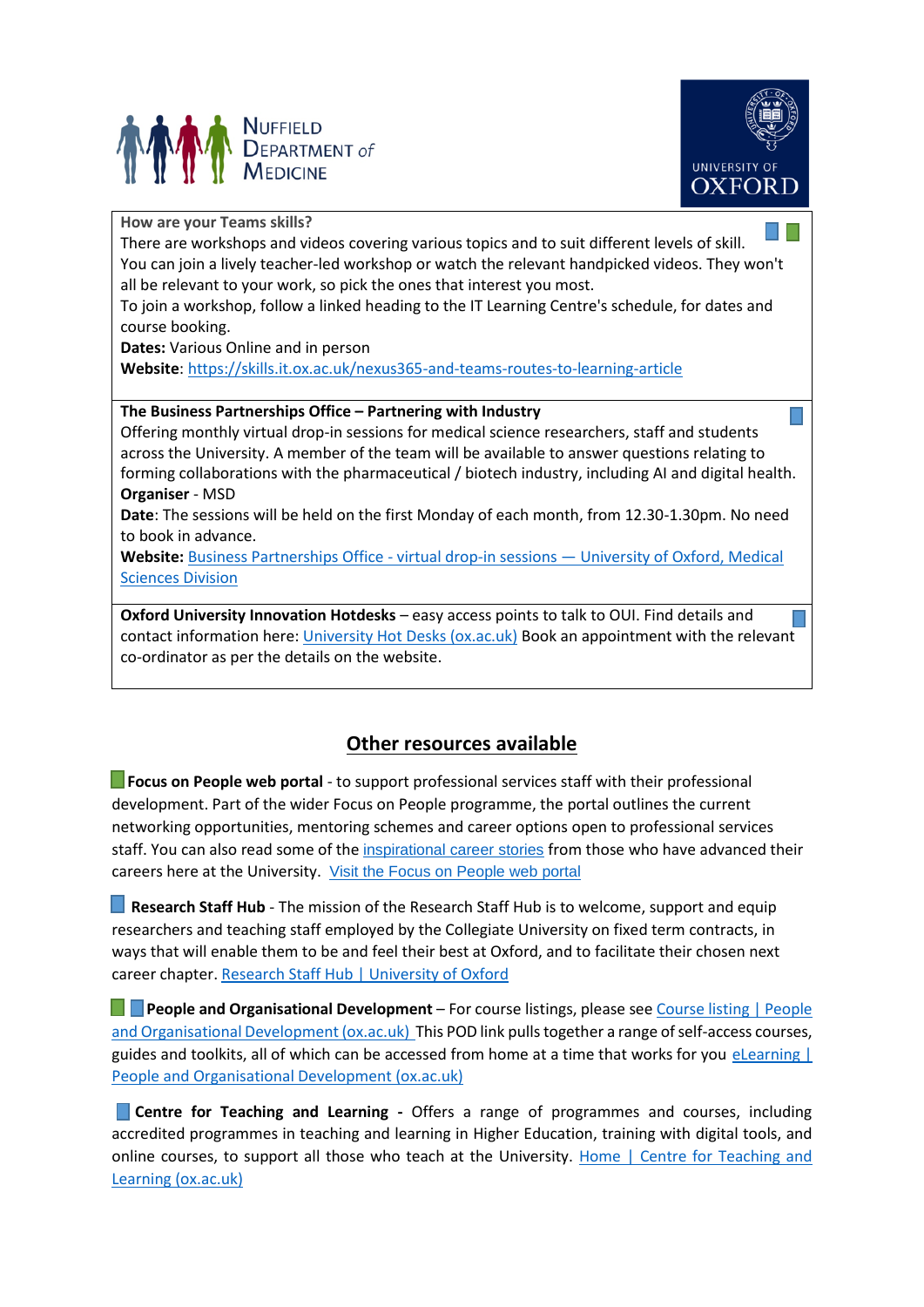**How are your Teams skills?**

There are workshops and videos covering various topics and to suit different levels of skill. You can join a lively teacher-led workshop or watch the relevant handpicked videos. They won't all be relevant to your work, so pick the ones that interest you most.

To join a workshop, follow a linked heading to the IT Learning Centre's schedule, for dates and course booking.

**Dates:** Various Online and in person

**Website**: https://skills.it.ox.ac.uk/nexus365-and-teams-routes-to-learning-article

**The Business Partnerships Office – Partnering with Industry**

Offering monthly virtual drop-in sessions for medical science researchers, staff and students across the University. A member of the team will be available to answer questions relating to forming collaborations with the pharmaceutical / biotech industry, including AI and digital health.

**Organiser** - MSD

**Date**: The sessions will be held on the first Monday of each month, from 12.30-1.30pm. No need to book in advance.

**Website:** Business Partnerships Office - virtual drop-in sessions — University of Oxford, Medical Sciences Division

**Oxford University Innovation Hotdesks** – easy access points to talk to OUI. Find details and contact information here: University Hot Desks (ox.ac.uk) Book an appointment with the relevant co-ordinator as per the details on the website.

## Other resources available

**Focus on People web portal** - to support professional services staff with their professional development. Part of the wider Focus on People programme, the portal outlines the current networking opportunities, mentoring schemes and career options open to professional services staff. You can also read some of the inspirational career stories from those who have advanced their careers here at the University. Visit the Focus on People web portal

**Research Staff Hub** - The mission of the Research Staff Hub is to welcome, support and equip researchers and teaching staff employed by the Collegiate University on fixed term contracts, in ways that will enable them to be and feel their best at Oxford, and to facilitate their chosen next career chapter. Research Staff Hub | University of Oxford

**People and Organisational Development** – For course listings, please see Course listing | People and Organisational Development (ox.ac.uk) This POD link pulls together a range of self-access courses, guides and toolkits, all of which can be accessed from home at a time that works for you eLearning | People and Organisational Development (ox.ac.uk)

**Centre for Teaching and Learning -** Offers a range of programmes and courses, including accredited programmes in teaching and learning in Higher Education, training with digital tools, and online courses, to support all those who teach at the University. Home | Centre for Teaching and Learning (ox.ac.uk)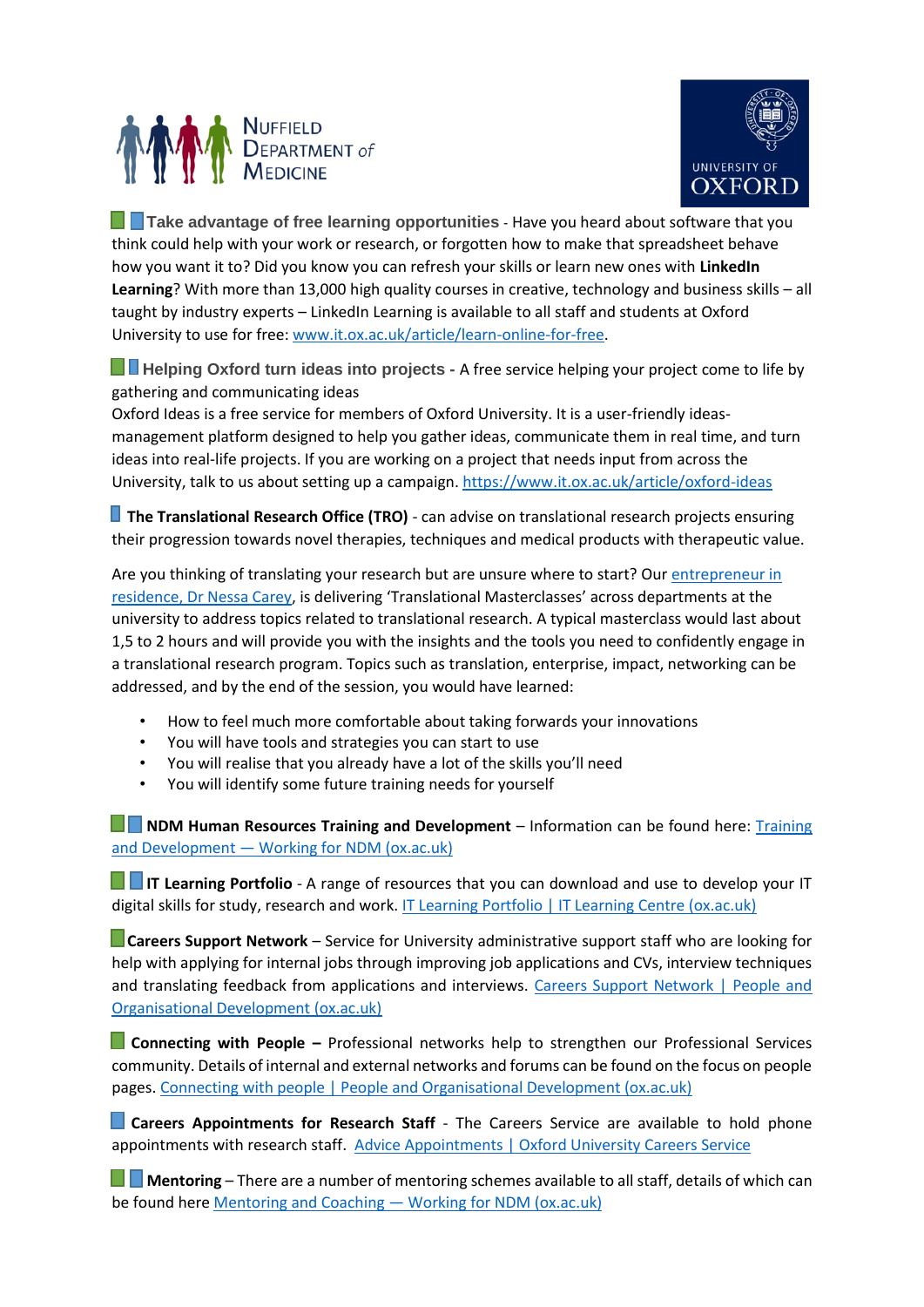**Take advantage of free learning opportunities** - Have you heard about software that you think could help with your work or research, or forgotten how to make that spreadsheet behave how you want it to? Did you know you can refresh your skills or learn new ones with **LinkedIn Learning**? With more than 13,000 high quality courses in creative, technology and business skills – all taught by industry experts – LinkedIn Learning is available to all staff and students at Oxford University to use for free: [www.it.ox.ac.uk/article/learn-online-for-free](www.it.ox.ac.uk/article/learn-online-for-free).

**Helping Oxford turn ideas into projects** - A free service helping your project come to life by gathering and communicating ideas

Oxford Ideas is a free service for members of Oxford University. It is a user-friendly ideas-management platform designed to help you gather ideas, communicate them in real time, and turn ideas into real-life projects. If you are working on a project that needs input from across the University, talk to us about setting up a campaign. [https://www.it.ox.ac.uk/article/oxford-ideas](https://www.it.ox.ac.uk/article/oxford-ideas)

**The Translational Research Office (TRO)** - can advise on translational research projects ensuring their progression towards novel therapies, techniques and medical products with therapeutic value.

Are you thinking of translating your research but are unsure where to start? Our entrepreneur in residence, Dr Nessa Carey, is delivering 'Translational Masterclasses' across departments at the university to address topics related to translational research. A typical masterclass would last about 1,5 to 2 hours and will provide you with the insights and the tools you need to confidently engage in a translational research program. Topics such as translation, enterprise, impact, networking can be addressed, and by the end of the session, you would have learned:

- How to feel much more comfortable about taking forwards your innovations
- You will have tools and strategies you can start to use
- You will realise that you already have a lot of the skills you'll need
- You will identify some future training needs for yourself

**NDM Human Resources Training and Development** – Information can be found here: Training and Development — Working for NDM (ox.ac.uk)

**IT Learning Portfolio** - A range of resources that you can download and use to develop your IT digital skills for study, research and work. IT Learning Portfolio | IT Learning Centre (ox.ac.uk)

**Careers Support Network** – Service for University administrative support staff who are looking for help with applying for internal jobs through improving job applications and CVs, interview techniques and translating feedback from applications and interviews. Careers Support Network | People and Organisational Development (ox.ac.uk)

**Connecting with People** – Professional networks help to strengthen our Professional Services community. Details of internal and external networks and forums can be found on the focus on people pages. Connecting with people | People and Organisational Development (ox.ac.uk)

**Careers Appointments for Research Staff** - The Careers Service are available to hold phone appointments with research staff. Advice Appointments | Oxford University Careers Service

**Mentoring** – There are a number of mentoring schemes available to all staff, details of which can be found here Mentoring and Coaching — Working for NDM (ox.ac.uk)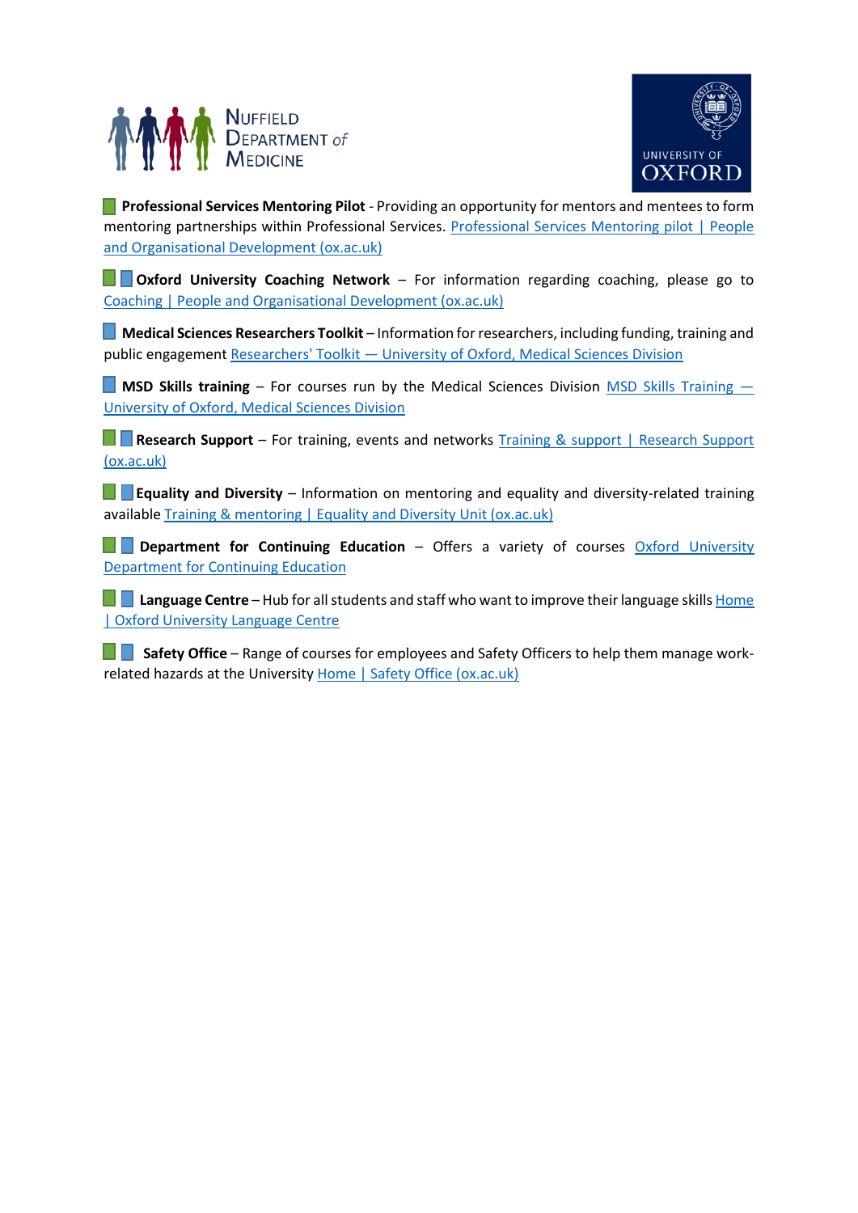**Professional Services Mentoring Pilot** - Providing an opportunity for mentors and mentees to form mentoring partnerships within Professional Services. Professional Services Mentoring pilot | People and Organisational Development (ox.ac.uk)

**Oxford University Coaching Network** – For information regarding coaching, please go to Coaching | People and Organisational Development (ox.ac.uk)

**Medical Sciences Researchers Toolkit** – Information for researchers, including funding, training and public engagement Researchers' Toolkit — University of Oxford, Medical Sciences Division

**MSD Skills training** – For courses run by the Medical Sciences Division MSD Skills Training — University of Oxford, Medical Sciences Division

**Research Support** – For training, events and networks Training & support | Research Support (ox.ac.uk)

**Equality and Diversity** – Information on mentoring and equality and diversity-related training available Training & mentoring | Equality and Diversity Unit (ox.ac.uk)

**Department for Continuing Education** – Offers a variety of courses Oxford University Department for Continuing Education

**Language Centre** – Hub for all students and staff who want to improve their language skills Home | Oxford University Language Centre

**Safety Office** – Range of courses for employees and Safety Officers to help them manage work-related hazards at the University Home | Safety Office (ox.ac.uk)